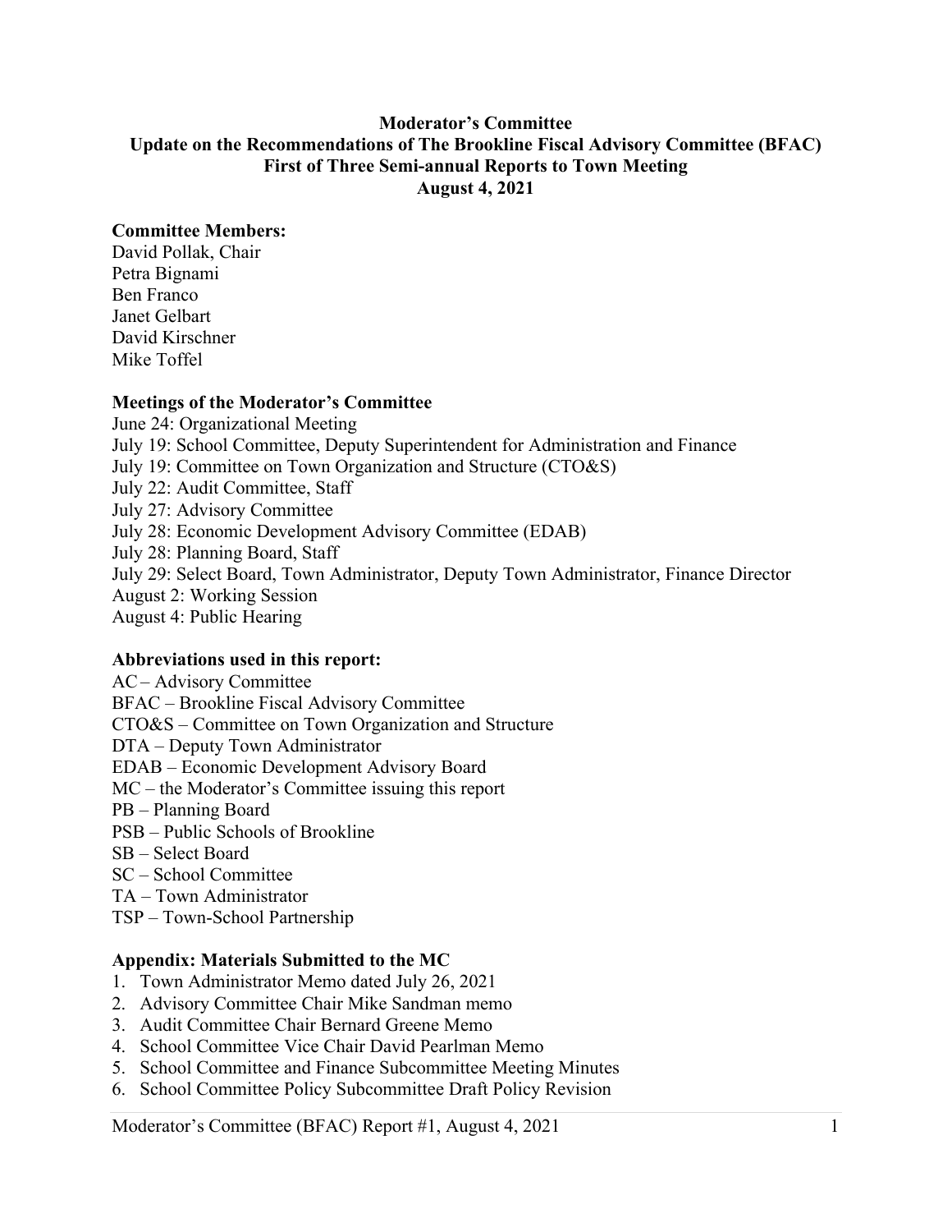# Moderator's Committee
## Update on the Recommendations of The Brookline Fiscal Advisory Committee (BFAC)
## First of Three Semi-annual Reports to Town Meeting
## August 4, 2021

**Committee Members:**
David Pollak, Chair
Petra Bignami
Ben Franco
Janet Gelbart
David Kirschner
Mike Toffel

**Meetings of the Moderator's Committee**
June 24: Organizational Meeting
July 19: School Committee, Deputy Superintendent for Administration and Finance
July 19: Committee on Town Organization and Structure (CTO&S)
July 22: Audit Committee, Staff
July 27: Advisory Committee
July 28: Economic Development Advisory Committee (EDAB)
July 28: Planning Board, Staff
July 29: Select Board, Town Administrator, Deputy Town Administrator, Finance Director
August 2: Working Session
August 4: Public Hearing

**Abbreviations used in this report:**
AC – Advisory Committee
BFAC – Brookline Fiscal Advisory Committee
CTO&S – Committee on Town Organization and Structure
DTA – Deputy Town Administrator
EDAB – Economic Development Advisory Board
MC – the Moderator's Committee issuing this report
PB – Planning Board
PSB – Public Schools of Brookline
SB – Select Board
SC – School Committee
TA – Town Administrator
TSP – Town-School Partnership

**Appendix: Materials Submitted to the MC**
1. Town Administrator Memo dated July 26, 2021
2. Advisory Committee Chair Mike Sandman memo
3. Audit Committee Chair Bernard Greene Memo
4. School Committee Vice Chair David Pearlman Memo
5. School Committee and Finance Subcommittee Meeting Minutes
6. School Committee Policy Subcommittee Draft Policy Revision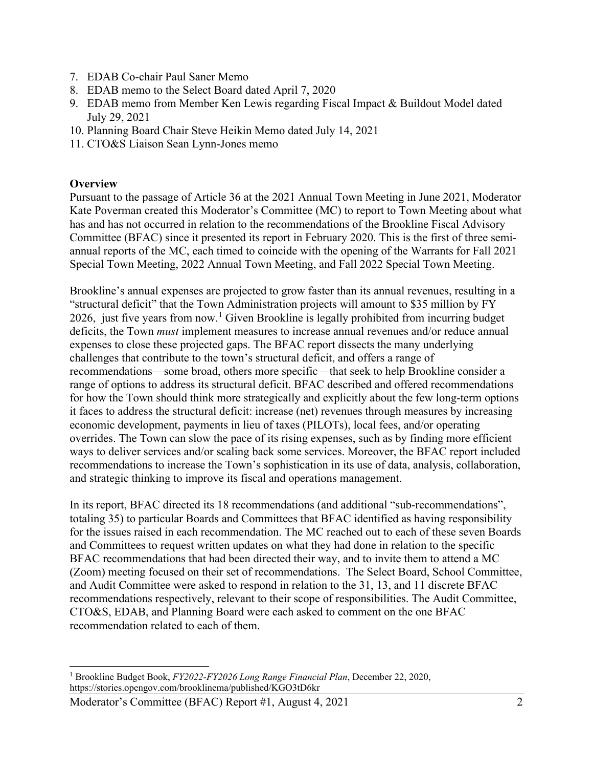7. EDAB Co-chair Paul Saner Memo
8. EDAB memo to the Select Board dated April 7, 2020
9. EDAB memo from Member Ken Lewis regarding Fiscal Impact & Buildout Model dated July 29, 2021
10. Planning Board Chair Steve Heikin Memo dated July 14, 2021
11. CTO&S Liaison Sean Lynn-Jones memo

**Overview**

Pursuant to the passage of Article 36 at the 2021 Annual Town Meeting in June 2021, Moderator Kate Poverman created this Moderator's Committee (MC) to report to Town Meeting about what has and has not occurred in relation to the recommendations of the Brookline Fiscal Advisory Committee (BFAC) since it presented its report in February 2020. This is the first of three semi-annual reports of the MC, each timed to coincide with the opening of the Warrants for Fall 2021 Special Town Meeting, 2022 Annual Town Meeting, and Fall 2022 Special Town Meeting.

Brookline's annual expenses are projected to grow faster than its annual revenues, resulting in a "structural deficit" that the Town Administration projects will amount to $35 million by FY 2026, just five years from now.[1] Given Brookline is legally prohibited from incurring budget deficits, the Town *must* implement measures to increase annual revenues and/or reduce annual expenses to close these projected gaps. The BFAC report dissects the many underlying challenges that contribute to the town's structural deficit, and offers a range of recommendations—some broad, others more specific—that seek to help Brookline consider a range of options to address its structural deficit. BFAC described and offered recommendations for how the Town should think more strategically and explicitly about the few long-term options it faces to address the structural deficit: increase (net) revenues through measures by increasing economic development, payments in lieu of taxes (PILOTs), local fees, and/or operating overrides. The Town can slow the pace of its rising expenses, such as by finding more efficient ways to deliver services and/or scaling back some services. Moreover, the BFAC report included recommendations to increase the Town's sophistication in its use of data, analysis, collaboration, and strategic thinking to improve its fiscal and operations management.

In its report, BFAC directed its 18 recommendations (and additional "sub-recommendations", totaling 35) to particular Boards and Committees that BFAC identified as having responsibility for the issues raised in each recommendation. The MC reached out to each of these seven Boards and Committees to request written updates on what they had done in relation to the specific BFAC recommendations that had been directed their way, and to invite them to attend a MC (Zoom) meeting focused on their set of recommendations. The Select Board, School Committee, and Audit Committee were asked to respond in relation to the 31, 13, and 11 discrete BFAC recommendations respectively, relevant to their scope of responsibilities. The Audit Committee, CTO&S, EDAB, and Planning Board were each asked to comment on the one BFAC recommendation related to each of them.

[1] Brookline Budget Book, *FY2022-FY2026 Long Range Financial Plan*, December 22, 2020, https://stories.opengov.com/brooklinema/published/KGO3tD6kr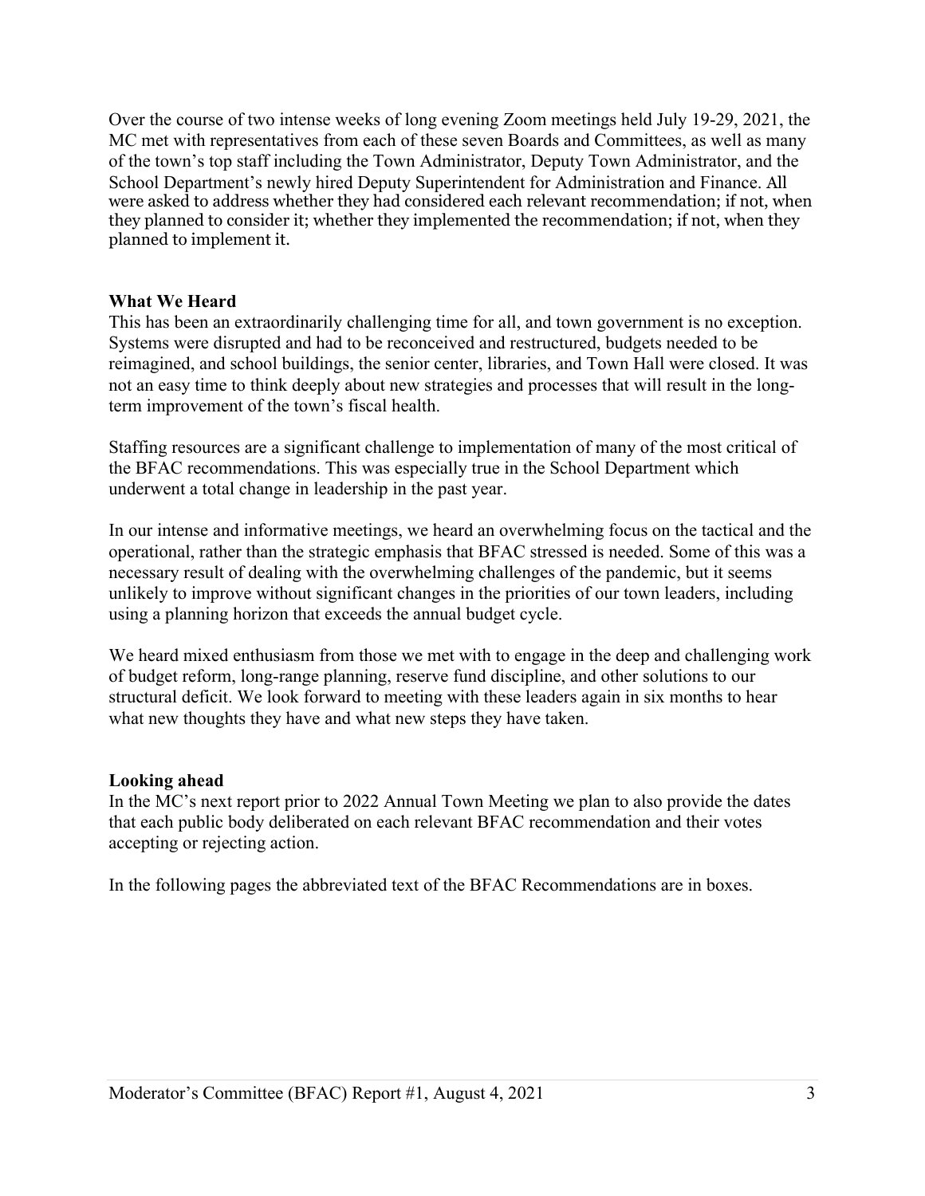Over the course of two intense weeks of long evening Zoom meetings held July 19-29, 2021, the MC met with representatives from each of these seven Boards and Committees, as well as many of the town's top staff including the Town Administrator, Deputy Town Administrator, and the School Department's newly hired Deputy Superintendent for Administration and Finance. All were asked to address whether they had considered each relevant recommendation; if not, when they planned to consider it; whether they implemented the recommendation; if not, when they planned to implement it.

**What We Heard**

This has been an extraordinarily challenging time for all, and town government is no exception. Systems were disrupted and had to be reconceived and restructured, budgets needed to be reimagined, and school buildings, the senior center, libraries, and Town Hall were closed. It was not an easy time to think deeply about new strategies and processes that will result in the long-term improvement of the town's fiscal health.

Staffing resources are a significant challenge to implementation of many of the most critical of the BFAC recommendations. This was especially true in the School Department which underwent a total change in leadership in the past year.

In our intense and informative meetings, we heard an overwhelming focus on the tactical and the operational, rather than the strategic emphasis that BFAC stressed is needed. Some of this was a necessary result of dealing with the overwhelming challenges of the pandemic, but it seems unlikely to improve without significant changes in the priorities of our town leaders, including using a planning horizon that exceeds the annual budget cycle.

We heard mixed enthusiasm from those we met with to engage in the deep and challenging work of budget reform, long-range planning, reserve fund discipline, and other solutions to our structural deficit. We look forward to meeting with these leaders again in six months to hear what new thoughts they have and what new steps they have taken.

**Looking ahead**

In the MC's next report prior to 2022 Annual Town Meeting we plan to also provide the dates that each public body deliberated on each relevant BFAC recommendation and their votes accepting or rejecting action.

In the following pages the abbreviated text of the BFAC Recommendations are in boxes.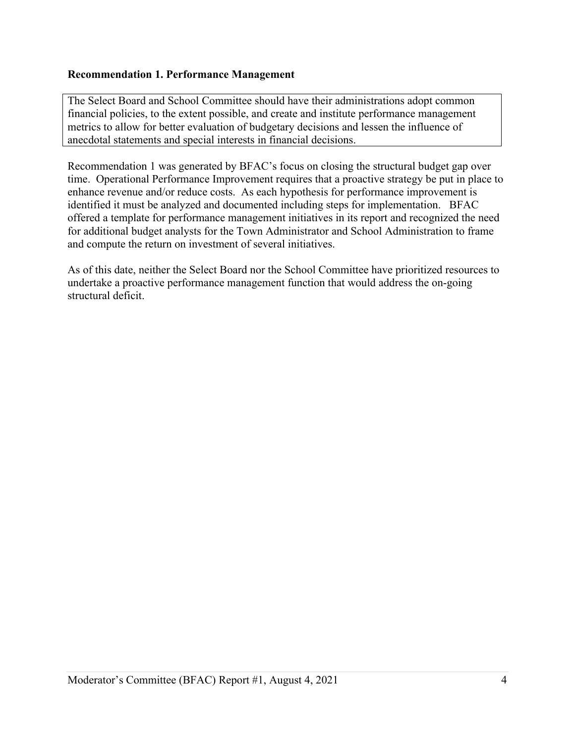**Recommendation 1. Performance Management**

> The Select Board and School Committee should have their administrations adopt common financial policies, to the extent possible, and create and institute performance management metrics to allow for better evaluation of budgetary decisions and lessen the influence of anecdotal statements and special interests in financial decisions.

Recommendation 1 was generated by BFAC's focus on closing the structural budget gap over time. Operational Performance Improvement requires that a proactive strategy be put in place to enhance revenue and/or reduce costs. As each hypothesis for performance improvement is identified it must be analyzed and documented including steps for implementation. BFAC offered a template for performance management initiatives in its report and recognized the need for additional budget analysts for the Town Administrator and School Administration to frame and compute the return on investment of several initiatives.

As of this date, neither the Select Board nor the School Committee have prioritized resources to undertake a proactive performance management function that would address the on-going structural deficit.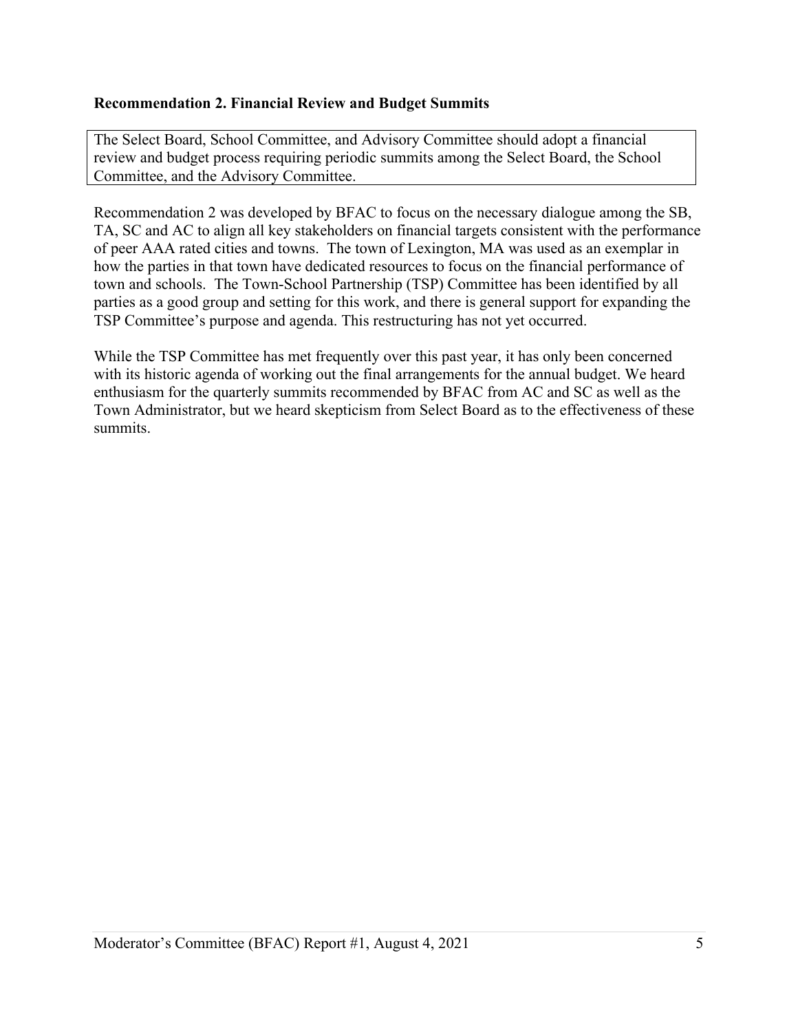**Recommendation 2. Financial Review and Budget Summits**

> The Select Board, School Committee, and Advisory Committee should adopt a financial review and budget process requiring periodic summits among the Select Board, the School Committee, and the Advisory Committee.

Recommendation 2 was developed by BFAC to focus on the necessary dialogue among the SB, TA, SC and AC to align all key stakeholders on financial targets consistent with the performance of peer AAA rated cities and towns. The town of Lexington, MA was used as an exemplar in how the parties in that town have dedicated resources to focus on the financial performance of town and schools. The Town-School Partnership (TSP) Committee has been identified by all parties as a good group and setting for this work, and there is general support for expanding the TSP Committee's purpose and agenda. This restructuring has not yet occurred.

While the TSP Committee has met frequently over this past year, it has only been concerned with its historic agenda of working out the final arrangements for the annual budget. We heard enthusiasm for the quarterly summits recommended by BFAC from AC and SC as well as the Town Administrator, but we heard skepticism from Select Board as to the effectiveness of these summits.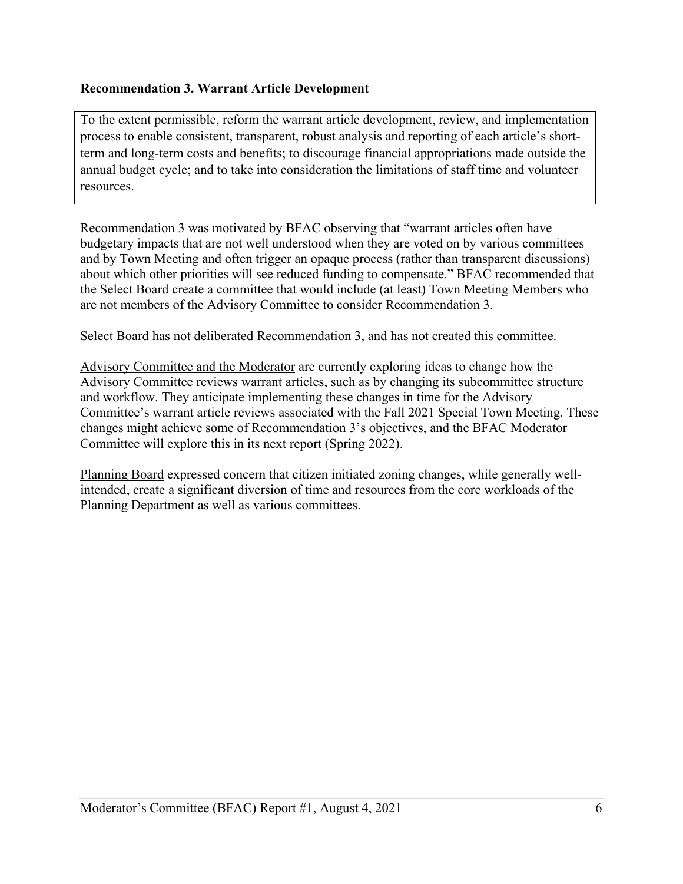**Recommendation 3. Warrant Article Development**

> To the extent permissible, reform the warrant article development, review, and implementation process to enable consistent, transparent, robust analysis and reporting of each article's short-term and long-term costs and benefits; to discourage financial appropriations made outside the annual budget cycle; and to take into consideration the limitations of staff time and volunteer resources.

Recommendation 3 was motivated by BFAC observing that "warrant articles often have budgetary impacts that are not well understood when they are voted on by various committees and by Town Meeting and often trigger an opaque process (rather than transparent discussions) about which other priorities will see reduced funding to compensate." BFAC recommended that the Select Board create a committee that would include (at least) Town Meeting Members who are not members of the Advisory Committee to consider Recommendation 3.

<u>Select Board</u> has not deliberated Recommendation 3, and has not created this committee.

<u>Advisory Committee and the Moderator</u> are currently exploring ideas to change how the Advisory Committee reviews warrant articles, such as by changing its subcommittee structure and workflow. They anticipate implementing these changes in time for the Advisory Committee's warrant article reviews associated with the Fall 2021 Special Town Meeting. These changes might achieve some of Recommendation 3's objectives, and the BFAC Moderator Committee will explore this in its next report (Spring 2022).

<u>Planning Board</u> expressed concern that citizen initiated zoning changes, while generally well-intended, create a significant diversion of time and resources from the core workloads of the Planning Department as well as various committees.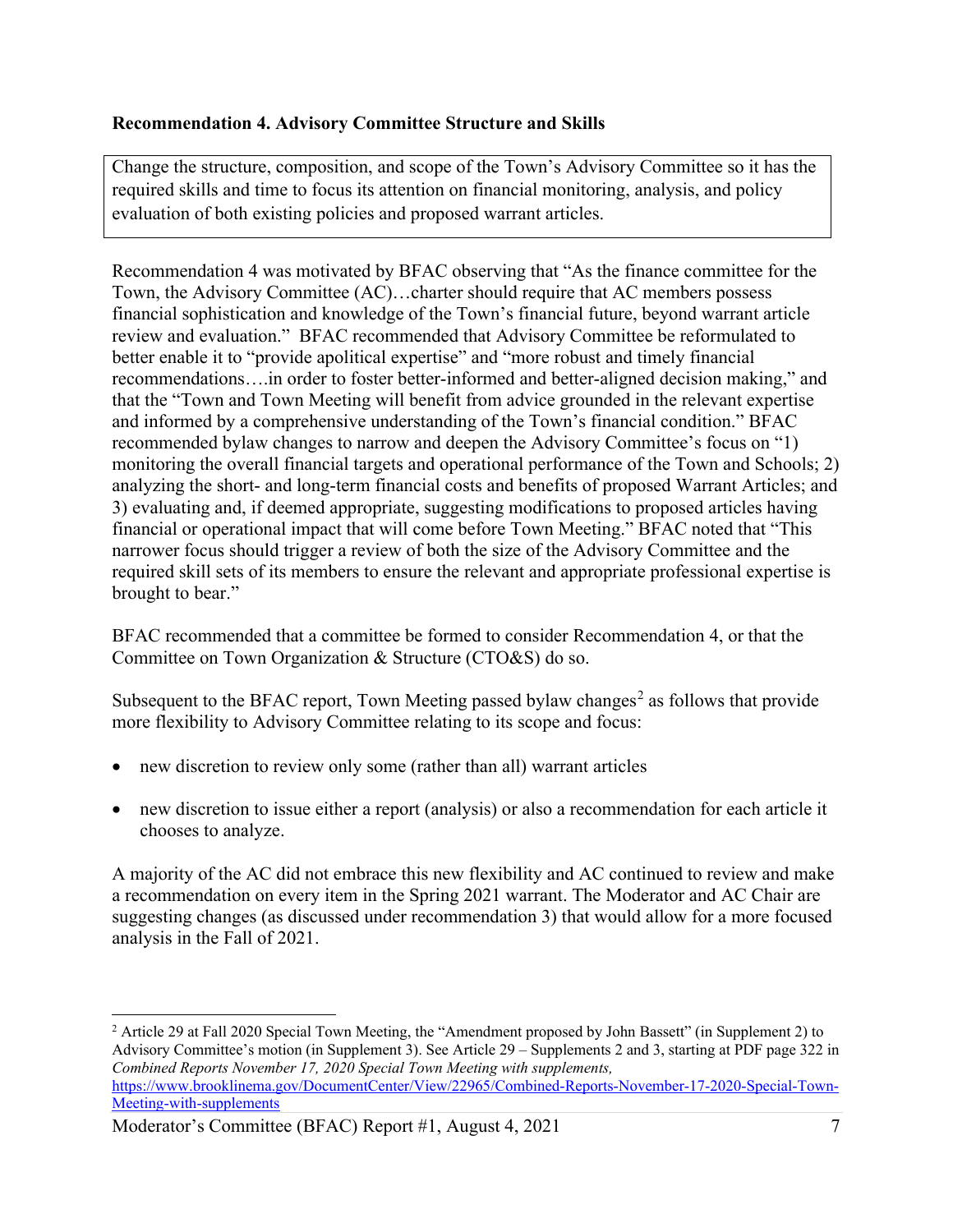**Recommendation 4. Advisory Committee Structure and Skills**

> Change the structure, composition, and scope of the Town's Advisory Committee so it has the required skills and time to focus its attention on financial monitoring, analysis, and policy evaluation of both existing policies and proposed warrant articles.

Recommendation 4 was motivated by BFAC observing that "As the finance committee for the Town, the Advisory Committee (AC)…charter should require that AC members possess financial sophistication and knowledge of the Town's financial future, beyond warrant article review and evaluation." BFAC recommended that Advisory Committee be reformulated to better enable it to "provide apolitical expertise" and "more robust and timely financial recommendations….in order to foster better-informed and better-aligned decision making," and that the "Town and Town Meeting will benefit from advice grounded in the relevant expertise and informed by a comprehensive understanding of the Town's financial condition." BFAC recommended bylaw changes to narrow and deepen the Advisory Committee's focus on "1) monitoring the overall financial targets and operational performance of the Town and Schools; 2) analyzing the short- and long-term financial costs and benefits of proposed Warrant Articles; and 3) evaluating and, if deemed appropriate, suggesting modifications to proposed articles having financial or operational impact that will come before Town Meeting." BFAC noted that "This narrower focus should trigger a review of both the size of the Advisory Committee and the required skill sets of its members to ensure the relevant and appropriate professional expertise is brought to bear."

BFAC recommended that a committee be formed to consider Recommendation 4, or that the Committee on Town Organization & Structure (CTO&S) do so.

Subsequent to the BFAC report, Town Meeting passed bylaw changes[2] as follows that provide more flexibility to Advisory Committee relating to its scope and focus:

- new discretion to review only some (rather than all) warrant articles
- new discretion to issue either a report (analysis) or also a recommendation for each article it chooses to analyze.

A majority of the AC did not embrace this new flexibility and AC continued to review and make a recommendation on every item in the Spring 2021 warrant. The Moderator and AC Chair are suggesting changes (as discussed under recommendation 3) that would allow for a more focused analysis in the Fall of 2021.

---

[2] Article 29 at Fall 2020 Special Town Meeting, the "Amendment proposed by John Bassett" (in Supplement 2) to Advisory Committee's motion (in Supplement 3). See Article 29 – Supplements 2 and 3, starting at PDF page 322 in *Combined Reports November 17, 2020 Special Town Meeting with supplements,* https://www.brooklinema.gov/DocumentCenter/View/22965/Combined-Reports-November-17-2020-Special-Town-Meeting-with-supplements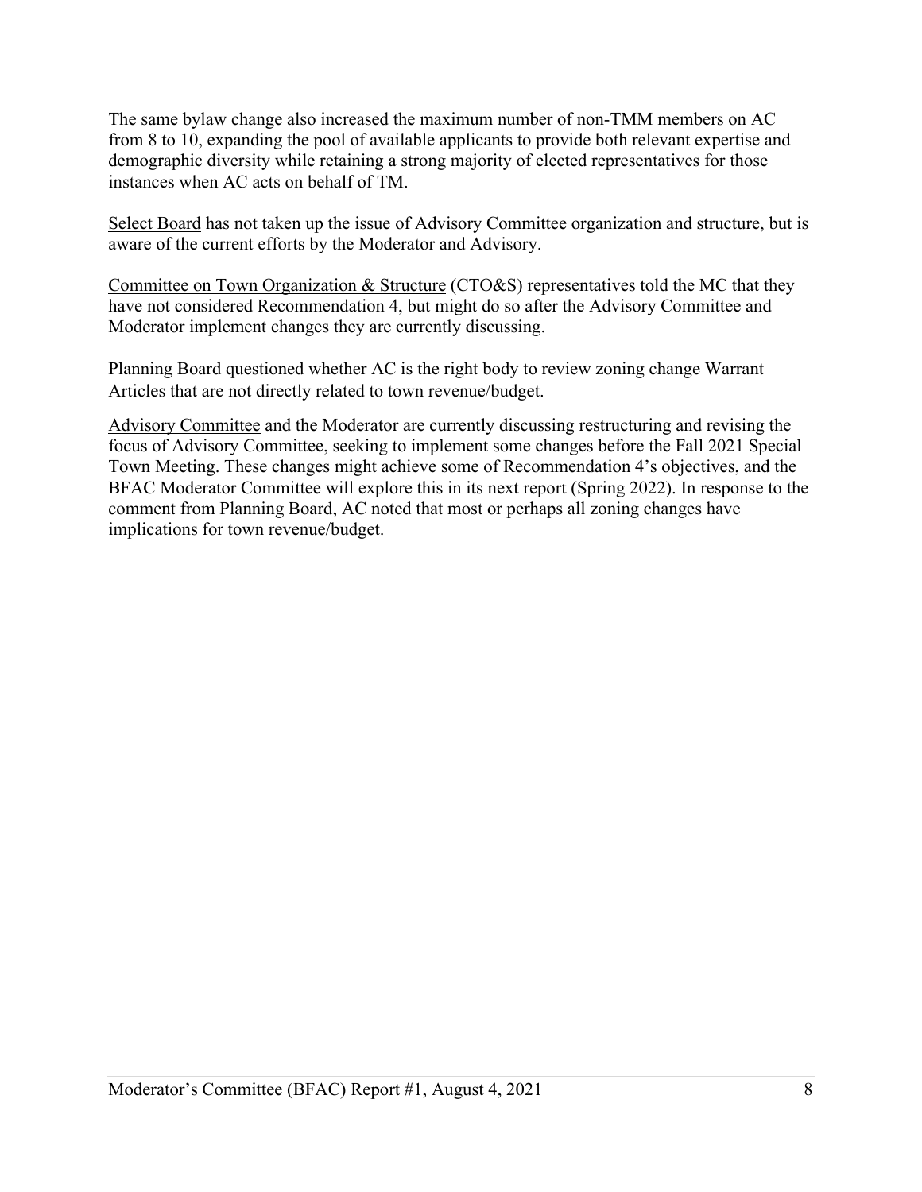The same bylaw change also increased the maximum number of non-TMM members on AC from 8 to 10, expanding the pool of available applicants to provide both relevant expertise and demographic diversity while retaining a strong majority of elected representatives for those instances when AC acts on behalf of TM.

<u>Select Board</u> has not taken up the issue of Advisory Committee organization and structure, but is aware of the current efforts by the Moderator and Advisory.

<u>Committee on Town Organization & Structure</u> (CTO&S) representatives told the MC that they have not considered Recommendation 4, but might do so after the Advisory Committee and Moderator implement changes they are currently discussing.

<u>Planning Board</u> questioned whether AC is the right body to review zoning change Warrant Articles that are not directly related to town revenue/budget.

<u>Advisory Committee</u> and the Moderator are currently discussing restructuring and revising the focus of Advisory Committee, seeking to implement some changes before the Fall 2021 Special Town Meeting. These changes might achieve some of Recommendation 4's objectives, and the BFAC Moderator Committee will explore this in its next report (Spring 2022). In response to the comment from Planning Board, AC noted that most or perhaps all zoning changes have implications for town revenue/budget.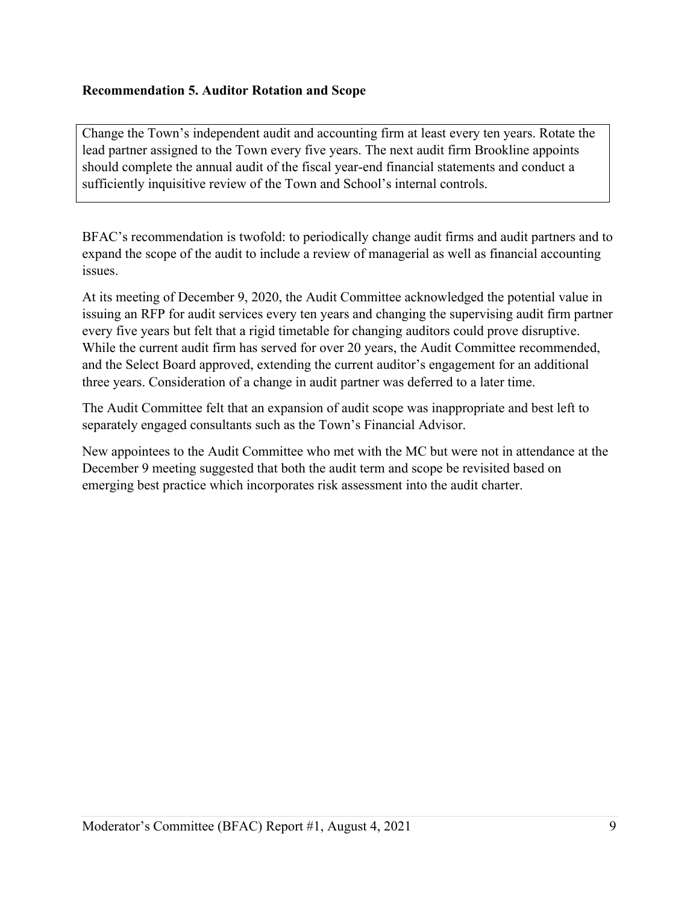**Recommendation 5. Auditor Rotation and Scope**

> Change the Town's independent audit and accounting firm at least every ten years. Rotate the lead partner assigned to the Town every five years. The next audit firm Brookline appoints should complete the annual audit of the fiscal year-end financial statements and conduct a sufficiently inquisitive review of the Town and School's internal controls.

BFAC's recommendation is twofold: to periodically change audit firms and audit partners and to expand the scope of the audit to include a review of managerial as well as financial accounting issues.

At its meeting of December 9, 2020, the Audit Committee acknowledged the potential value in issuing an RFP for audit services every ten years and changing the supervising audit firm partner every five years but felt that a rigid timetable for changing auditors could prove disruptive. While the current audit firm has served for over 20 years, the Audit Committee recommended, and the Select Board approved, extending the current auditor's engagement for an additional three years. Consideration of a change in audit partner was deferred to a later time.

The Audit Committee felt that an expansion of audit scope was inappropriate and best left to separately engaged consultants such as the Town's Financial Advisor.

New appointees to the Audit Committee who met with the MC but were not in attendance at the December 9 meeting suggested that both the audit term and scope be revisited based on emerging best practice which incorporates risk assessment into the audit charter.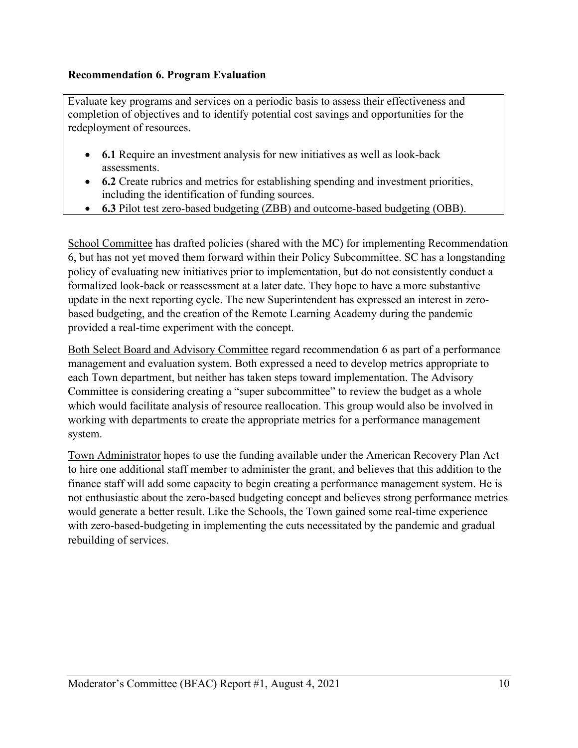**Recommendation 6. Program Evaluation**

Evaluate key programs and services on a periodic basis to assess their effectiveness and completion of objectives and to identify potential cost savings and opportunities for the redeployment of resources.

- **6.1** Require an investment analysis for new initiatives as well as look-back assessments.
- **6.2** Create rubrics and metrics for establishing spending and investment priorities, including the identification of funding sources.
- **6.3** Pilot test zero-based budgeting (ZBB) and outcome-based budgeting (OBB).

School Committee has drafted policies (shared with the MC) for implementing Recommendation 6, but has not yet moved them forward within their Policy Subcommittee. SC has a longstanding policy of evaluating new initiatives prior to implementation, but do not consistently conduct a formalized look-back or reassessment at a later date. They hope to have a more substantive update in the next reporting cycle. The new Superintendent has expressed an interest in zero-based budgeting, and the creation of the Remote Learning Academy during the pandemic provided a real-time experiment with the concept.

Both Select Board and Advisory Committee regard recommendation 6 as part of a performance management and evaluation system. Both expressed a need to develop metrics appropriate to each Town department, but neither has taken steps toward implementation. The Advisory Committee is considering creating a "super subcommittee" to review the budget as a whole which would facilitate analysis of resource reallocation. This group would also be involved in working with departments to create the appropriate metrics for a performance management system.

Town Administrator hopes to use the funding available under the American Recovery Plan Act to hire one additional staff member to administer the grant, and believes that this addition to the finance staff will add some capacity to begin creating a performance management system. He is not enthusiastic about the zero-based budgeting concept and believes strong performance metrics would generate a better result. Like the Schools, the Town gained some real-time experience with zero-based-budgeting in implementing the cuts necessitated by the pandemic and gradual rebuilding of services.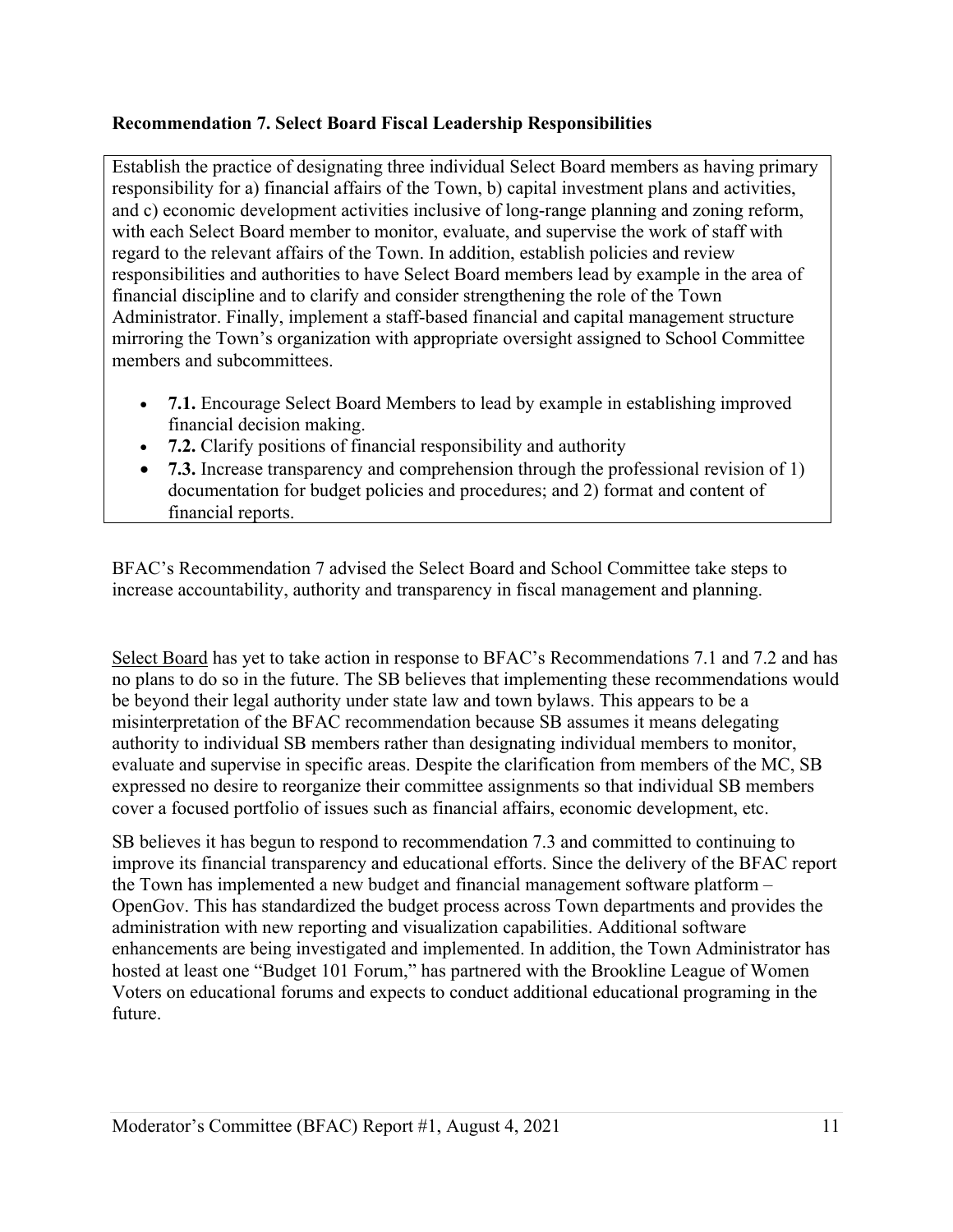**Recommendation 7. Select Board Fiscal Leadership Responsibilities**

Establish the practice of designating three individual Select Board members as having primary responsibility for a) financial affairs of the Town, b) capital investment plans and activities, and c) economic development activities inclusive of long-range planning and zoning reform, with each Select Board member to monitor, evaluate, and supervise the work of staff with regard to the relevant affairs of the Town. In addition, establish policies and review responsibilities and authorities to have Select Board members lead by example in the area of financial discipline and to clarify and consider strengthening the role of the Town Administrator. Finally, implement a staff-based financial and capital management structure mirroring the Town's organization with appropriate oversight assigned to School Committee members and subcommittees.

- **7.1.** Encourage Select Board Members to lead by example in establishing improved financial decision making.
- **7.2.** Clarify positions of financial responsibility and authority
- **7.3.** Increase transparency and comprehension through the professional revision of 1) documentation for budget policies and procedures; and 2) format and content of financial reports.

BFAC's Recommendation 7 advised the Select Board and School Committee take steps to increase accountability, authority and transparency in fiscal management and planning.

Select Board has yet to take action in response to BFAC's Recommendations 7.1 and 7.2 and has no plans to do so in the future. The SB believes that implementing these recommendations would be beyond their legal authority under state law and town bylaws. This appears to be a misinterpretation of the BFAC recommendation because SB assumes it means delegating authority to individual SB members rather than designating individual members to monitor, evaluate and supervise in specific areas. Despite the clarification from members of the MC, SB expressed no desire to reorganize their committee assignments so that individual SB members cover a focused portfolio of issues such as financial affairs, economic development, etc.

SB believes it has begun to respond to recommendation 7.3 and committed to continuing to improve its financial transparency and educational efforts. Since the delivery of the BFAC report the Town has implemented a new budget and financial management software platform – OpenGov. This has standardized the budget process across Town departments and provides the administration with new reporting and visualization capabilities. Additional software enhancements are being investigated and implemented. In addition, the Town Administrator has hosted at least one "Budget 101 Forum," has partnered with the Brookline League of Women Voters on educational forums and expects to conduct additional educational programing in the future.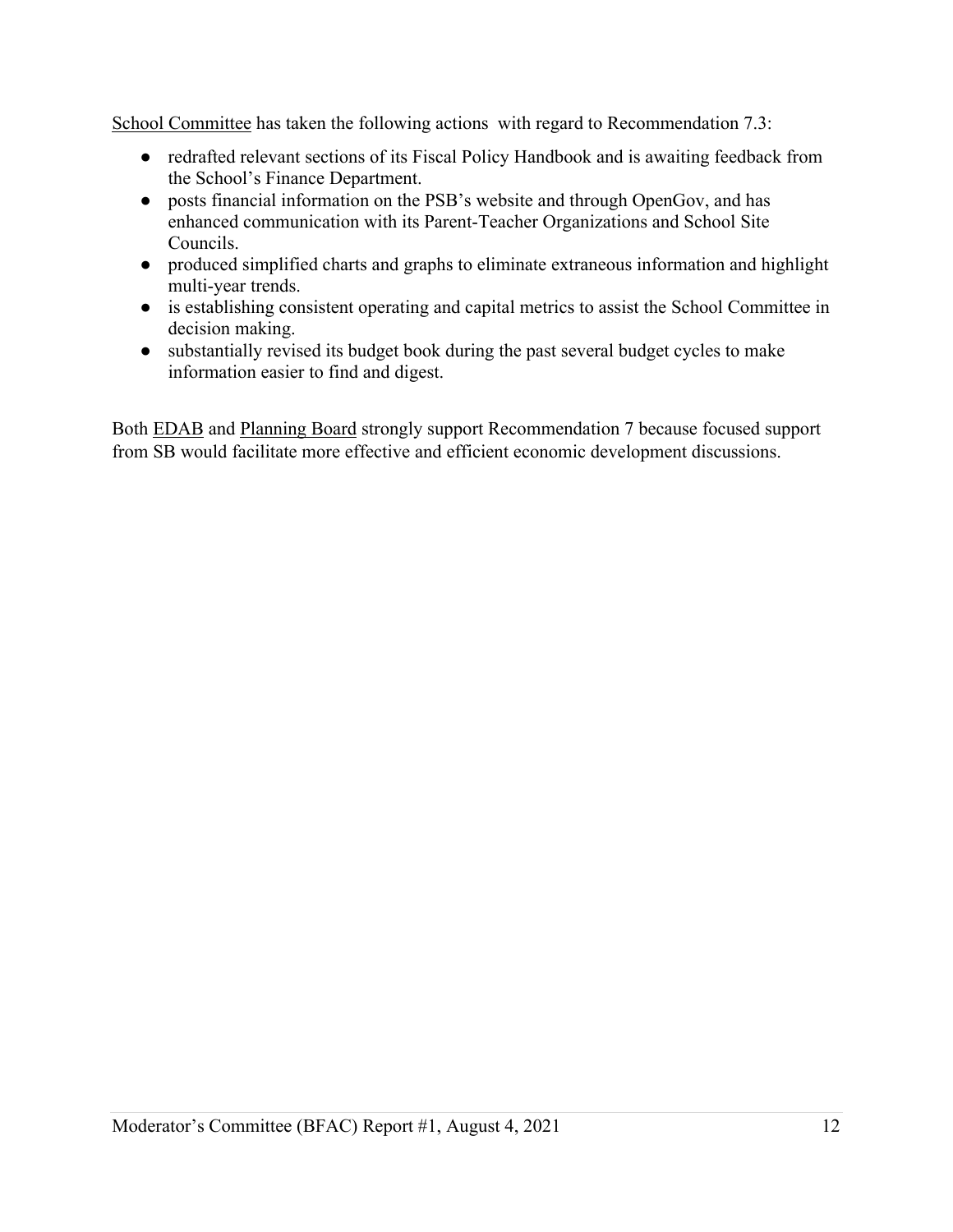School Committee has taken the following actions with regard to Recommendation 7.3:

- redrafted relevant sections of its Fiscal Policy Handbook and is awaiting feedback from the School's Finance Department.
- posts financial information on the PSB's website and through OpenGov, and has enhanced communication with its Parent-Teacher Organizations and School Site Councils.
- produced simplified charts and graphs to eliminate extraneous information and highlight multi-year trends.
- is establishing consistent operating and capital metrics to assist the School Committee in decision making.
- substantially revised its budget book during the past several budget cycles to make information easier to find and digest.

Both EDAB and Planning Board strongly support Recommendation 7 because focused support from SB would facilitate more effective and efficient economic development discussions.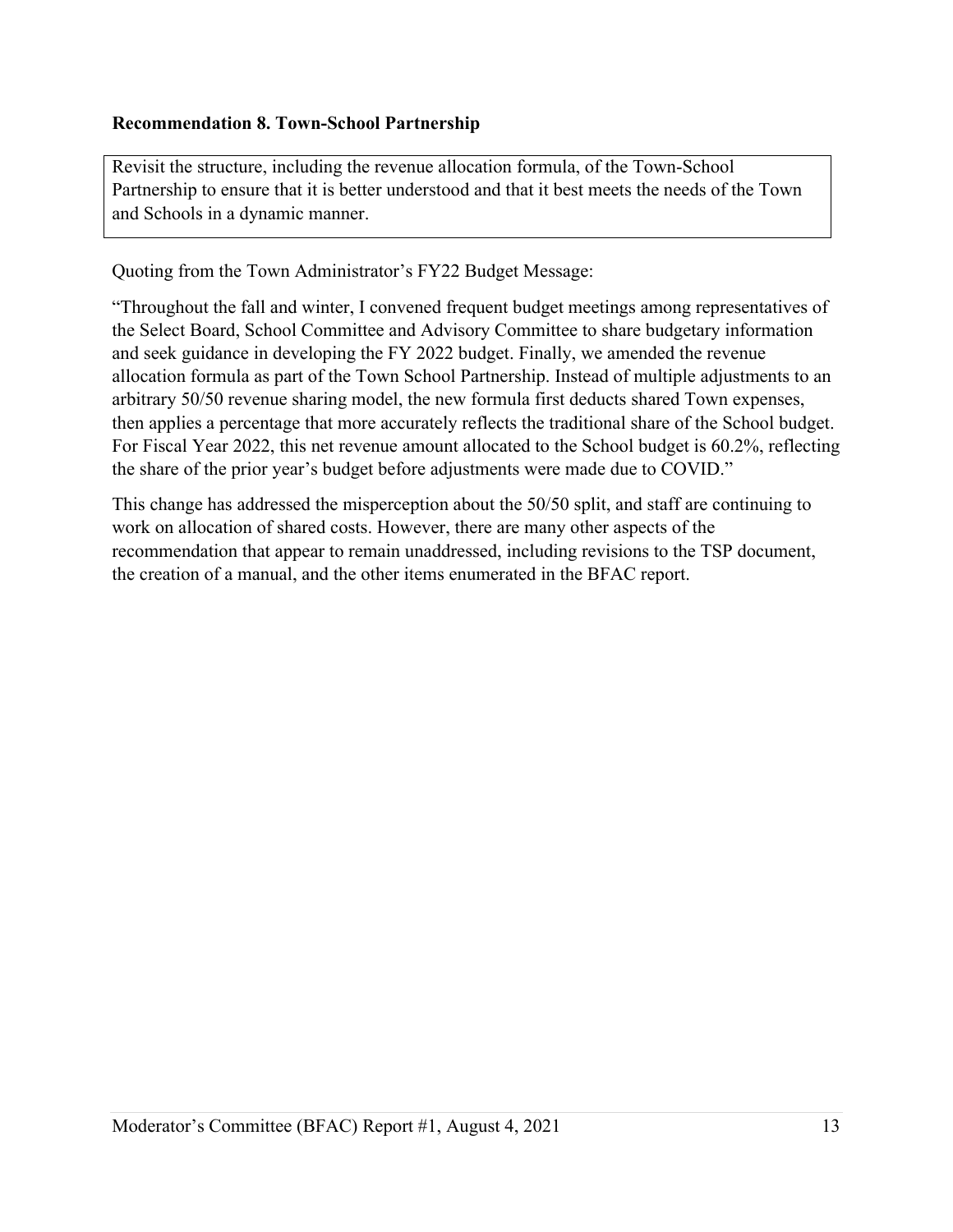**Recommendation 8. Town-School Partnership**

> Revisit the structure, including the revenue allocation formula, of the Town-School Partnership to ensure that it is better understood and that it best meets the needs of the Town and Schools in a dynamic manner.

Quoting from the Town Administrator's FY22 Budget Message:

"Throughout the fall and winter, I convened frequent budget meetings among representatives of the Select Board, School Committee and Advisory Committee to share budgetary information and seek guidance in developing the FY 2022 budget. Finally, we amended the revenue allocation formula as part of the Town School Partnership. Instead of multiple adjustments to an arbitrary 50/50 revenue sharing model, the new formula first deducts shared Town expenses, then applies a percentage that more accurately reflects the traditional share of the School budget. For Fiscal Year 2022, this net revenue amount allocated to the School budget is 60.2%, reflecting the share of the prior year's budget before adjustments were made due to COVID."

This change has addressed the misperception about the 50/50 split, and staff are continuing to work on allocation of shared costs. However, there are many other aspects of the recommendation that appear to remain unaddressed, including revisions to the TSP document, the creation of a manual, and the other items enumerated in the BFAC report.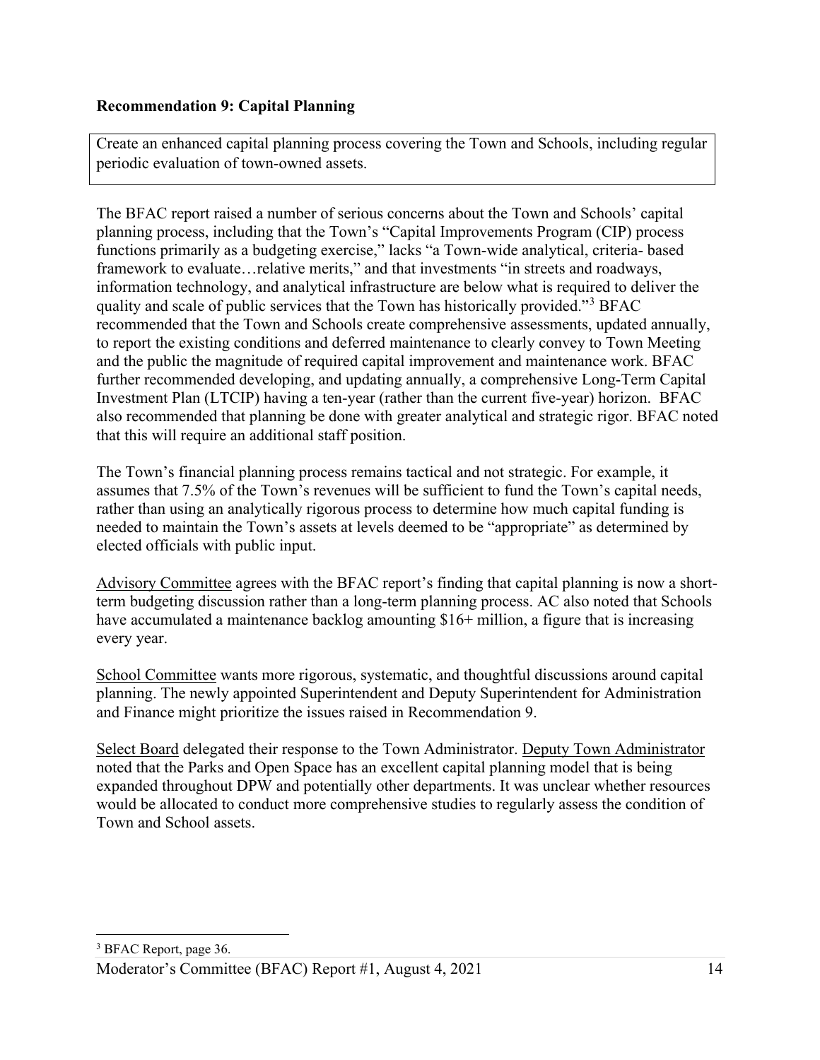**Recommendation 9: Capital Planning**

Create an enhanced capital planning process covering the Town and Schools, including regular periodic evaluation of town-owned assets.

The BFAC report raised a number of serious concerns about the Town and Schools' capital planning process, including that the Town's "Capital Improvements Program (CIP) process functions primarily as a budgeting exercise," lacks "a Town-wide analytical, criteria- based framework to evaluate…relative merits," and that investments "in streets and roadways, information technology, and analytical infrastructure are below what is required to deliver the quality and scale of public services that the Town has historically provided."[3] BFAC recommended that the Town and Schools create comprehensive assessments, updated annually, to report the existing conditions and deferred maintenance to clearly convey to Town Meeting and the public the magnitude of required capital improvement and maintenance work. BFAC further recommended developing, and updating annually, a comprehensive Long-Term Capital Investment Plan (LTCIP) having a ten-year (rather than the current five-year) horizon. BFAC also recommended that planning be done with greater analytical and strategic rigor. BFAC noted that this will require an additional staff position.

The Town's financial planning process remains tactical and not strategic. For example, it assumes that 7.5% of the Town's revenues will be sufficient to fund the Town's capital needs, rather than using an analytically rigorous process to determine how much capital funding is needed to maintain the Town's assets at levels deemed to be "appropriate" as determined by elected officials with public input.

Advisory Committee agrees with the BFAC report's finding that capital planning is now a short-term budgeting discussion rather than a long-term planning process. AC also noted that Schools have accumulated a maintenance backlog amounting $16+ million, a figure that is increasing every year.

School Committee wants more rigorous, systematic, and thoughtful discussions around capital planning. The newly appointed Superintendent and Deputy Superintendent for Administration and Finance might prioritize the issues raised in Recommendation 9.

Select Board delegated their response to the Town Administrator. Deputy Town Administrator noted that the Parks and Open Space has an excellent capital planning model that is being expanded throughout DPW and potentially other departments. It was unclear whether resources would be allocated to conduct more comprehensive studies to regularly assess the condition of Town and School assets.

[3] BFAC Report, page 36.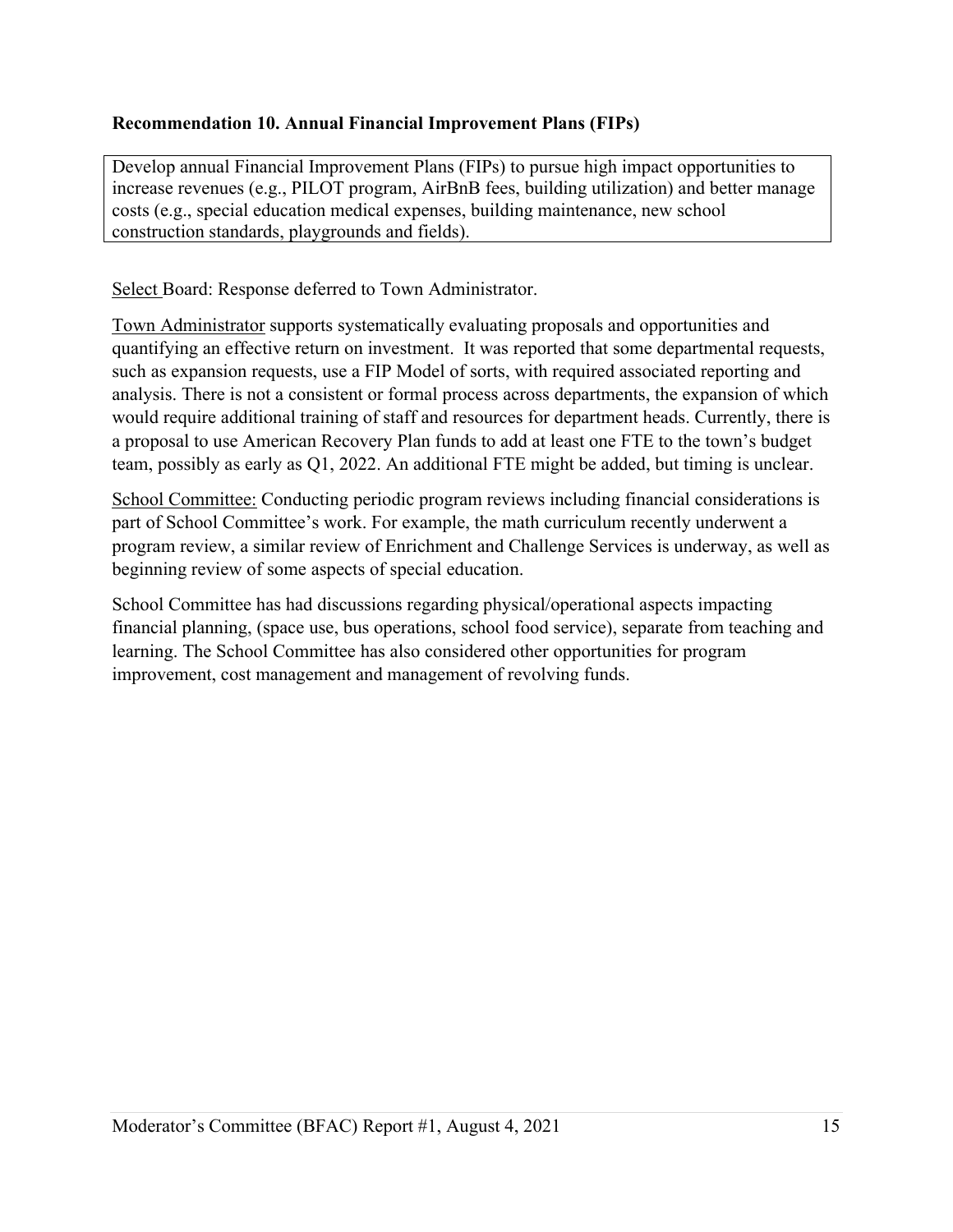### Recommendation 10. Annual Financial Improvement Plans (FIPs)

Develop annual Financial Improvement Plans (FIPs) to pursue high impact opportunities to increase revenues (e.g., PILOT program, AirBnB fees, building utilization) and better manage costs (e.g., special education medical expenses, building maintenance, new school construction standards, playgrounds and fields).

Select Board: Response deferred to Town Administrator.

Town Administrator supports systematically evaluating proposals and opportunities and quantifying an effective return on investment. It was reported that some departmental requests, such as expansion requests, use a FIP Model of sorts, with required associated reporting and analysis. There is not a consistent or formal process across departments, the expansion of which would require additional training of staff and resources for department heads. Currently, there is a proposal to use American Recovery Plan funds to add at least one FTE to the town's budget team, possibly as early as Q1, 2022. An additional FTE might be added, but timing is unclear.

School Committee: Conducting periodic program reviews including financial considerations is part of School Committee's work. For example, the math curriculum recently underwent a program review, a similar review of Enrichment and Challenge Services is underway, as well as beginning review of some aspects of special education.

School Committee has had discussions regarding physical/operational aspects impacting financial planning, (space use, bus operations, school food service), separate from teaching and learning. The School Committee has also considered other opportunities for program improvement, cost management and management of revolving funds.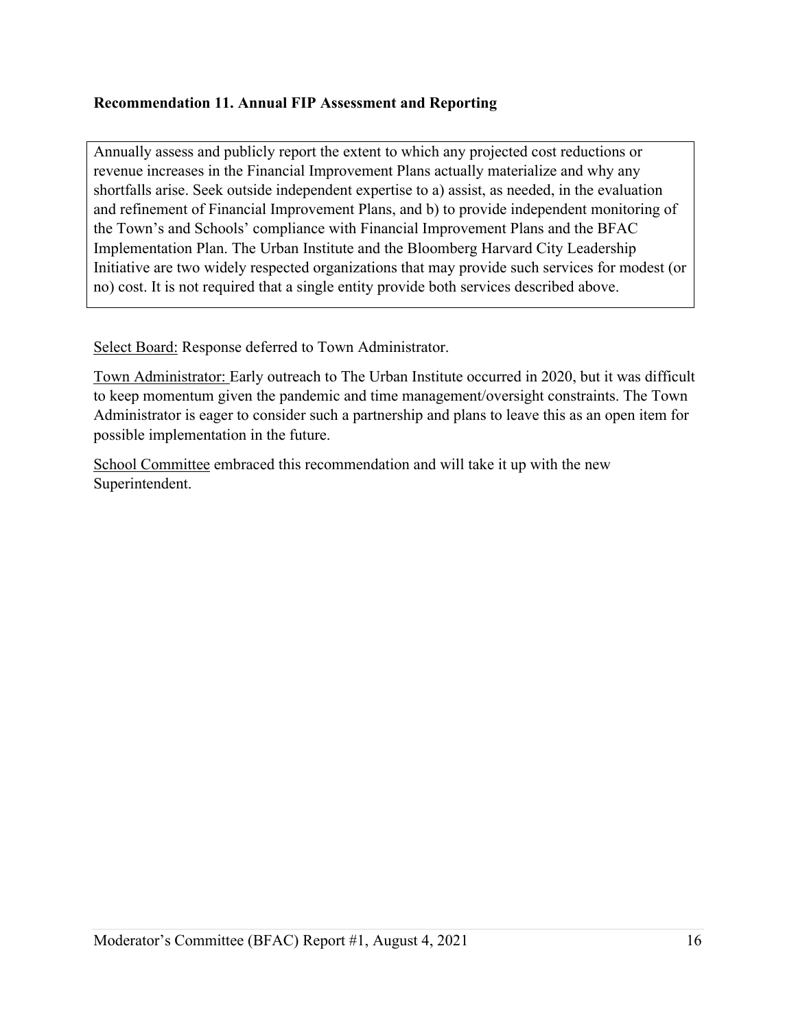**Recommendation 11. Annual FIP Assessment and Reporting**

> Annually assess and publicly report the extent to which any projected cost reductions or revenue increases in the Financial Improvement Plans actually materialize and why any shortfalls arise. Seek outside independent expertise to a) assist, as needed, in the evaluation and refinement of Financial Improvement Plans, and b) to provide independent monitoring of the Town's and Schools' compliance with Financial Improvement Plans and the BFAC Implementation Plan. The Urban Institute and the Bloomberg Harvard City Leadership Initiative are two widely respected organizations that may provide such services for modest (or no) cost. It is not required that a single entity provide both services described above.

Select Board: Response deferred to Town Administrator.

Town Administrator: Early outreach to The Urban Institute occurred in 2020, but it was difficult to keep momentum given the pandemic and time management/oversight constraints. The Town Administrator is eager to consider such a partnership and plans to leave this as an open item for possible implementation in the future.

School Committee embraced this recommendation and will take it up with the new Superintendent.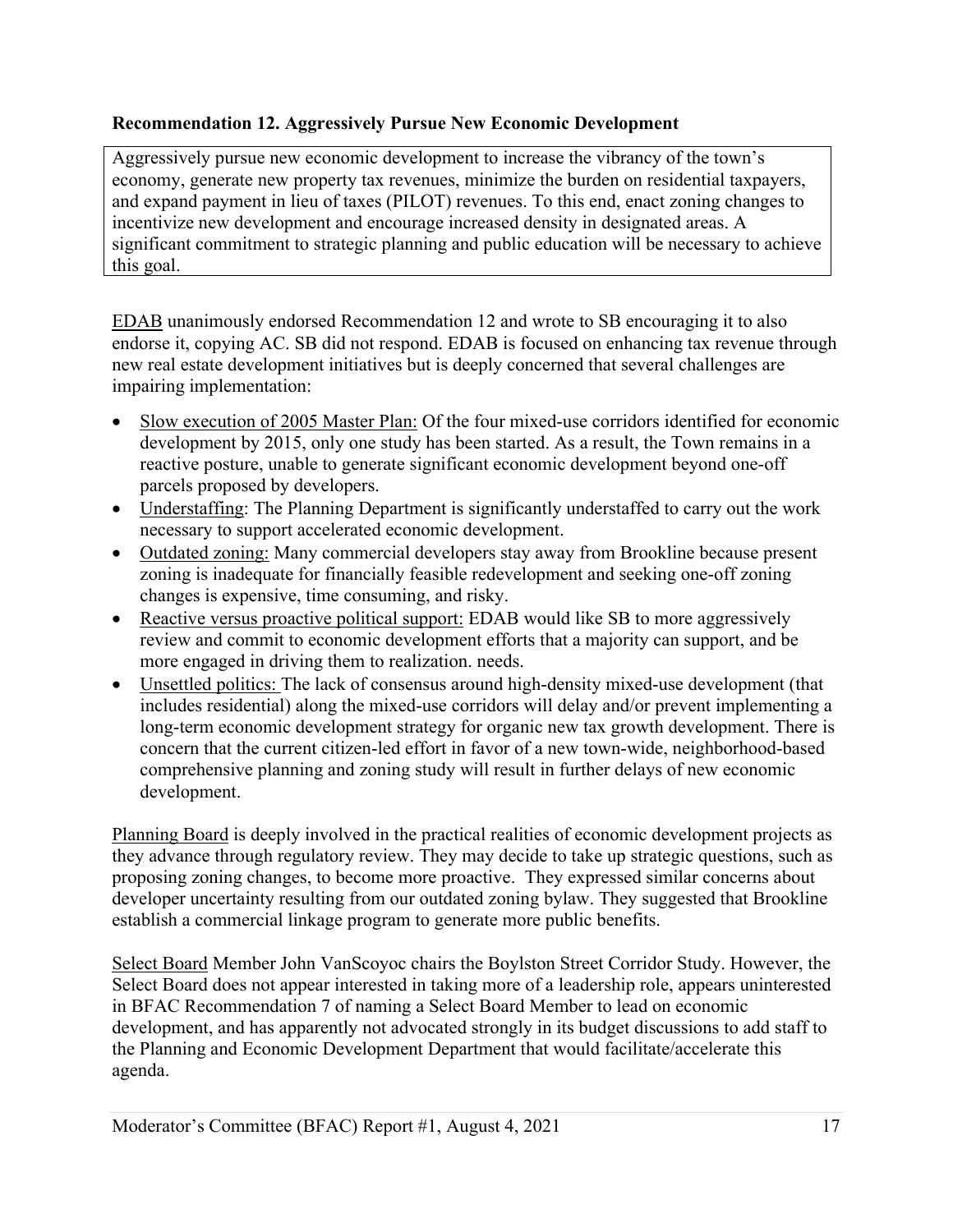**Recommendation 12. Aggressively Pursue New Economic Development**

Aggressively pursue new economic development to increase the vibrancy of the town's economy, generate new property tax revenues, minimize the burden on residential taxpayers, and expand payment in lieu of taxes (PILOT) revenues. To this end, enact zoning changes to incentivize new development and encourage increased density in designated areas. A significant commitment to strategic planning and public education will be necessary to achieve this goal.

<u>EDAB</u> unanimously endorsed Recommendation 12 and wrote to SB encouraging it to also endorse it, copying AC. SB did not respond. EDAB is focused on enhancing tax revenue through new real estate development initiatives but is deeply concerned that several challenges are impairing implementation:

- <u>Slow execution of 2005 Master Plan:</u> Of the four mixed-use corridors identified for economic development by 2015, only one study has been started. As a result, the Town remains in a reactive posture, unable to generate significant economic development beyond one-off parcels proposed by developers.
- <u>Understaffing</u>: The Planning Department is significantly understaffed to carry out the work necessary to support accelerated economic development.
- <u>Outdated zoning:</u> Many commercial developers stay away from Brookline because present zoning is inadequate for financially feasible redevelopment and seeking one-off zoning changes is expensive, time consuming, and risky.
- <u>Reactive versus proactive political support:</u> EDAB would like SB to more aggressively review and commit to economic development efforts that a majority can support, and be more engaged in driving them to realization. needs.
- <u>Unsettled politics:</u> The lack of consensus around high-density mixed-use development (that includes residential) along the mixed-use corridors will delay and/or prevent implementing a long-term economic development strategy for organic new tax growth development. There is concern that the current citizen-led effort in favor of a new town-wide, neighborhood-based comprehensive planning and zoning study will result in further delays of new economic development.

<u>Planning Board</u> is deeply involved in the practical realities of economic development projects as they advance through regulatory review. They may decide to take up strategic questions, such as proposing zoning changes, to become more proactive. They expressed similar concerns about developer uncertainty resulting from our outdated zoning bylaw. They suggested that Brookline establish a commercial linkage program to generate more public benefits.

<u>Select Board</u> Member John VanScoyoc chairs the Boylston Street Corridor Study. However, the Select Board does not appear interested in taking more of a leadership role, appears uninterested in BFAC Recommendation 7 of naming a Select Board Member to lead on economic development, and has apparently not advocated strongly in its budget discussions to add staff to the Planning and Economic Development Department that would facilitate/accelerate this agenda.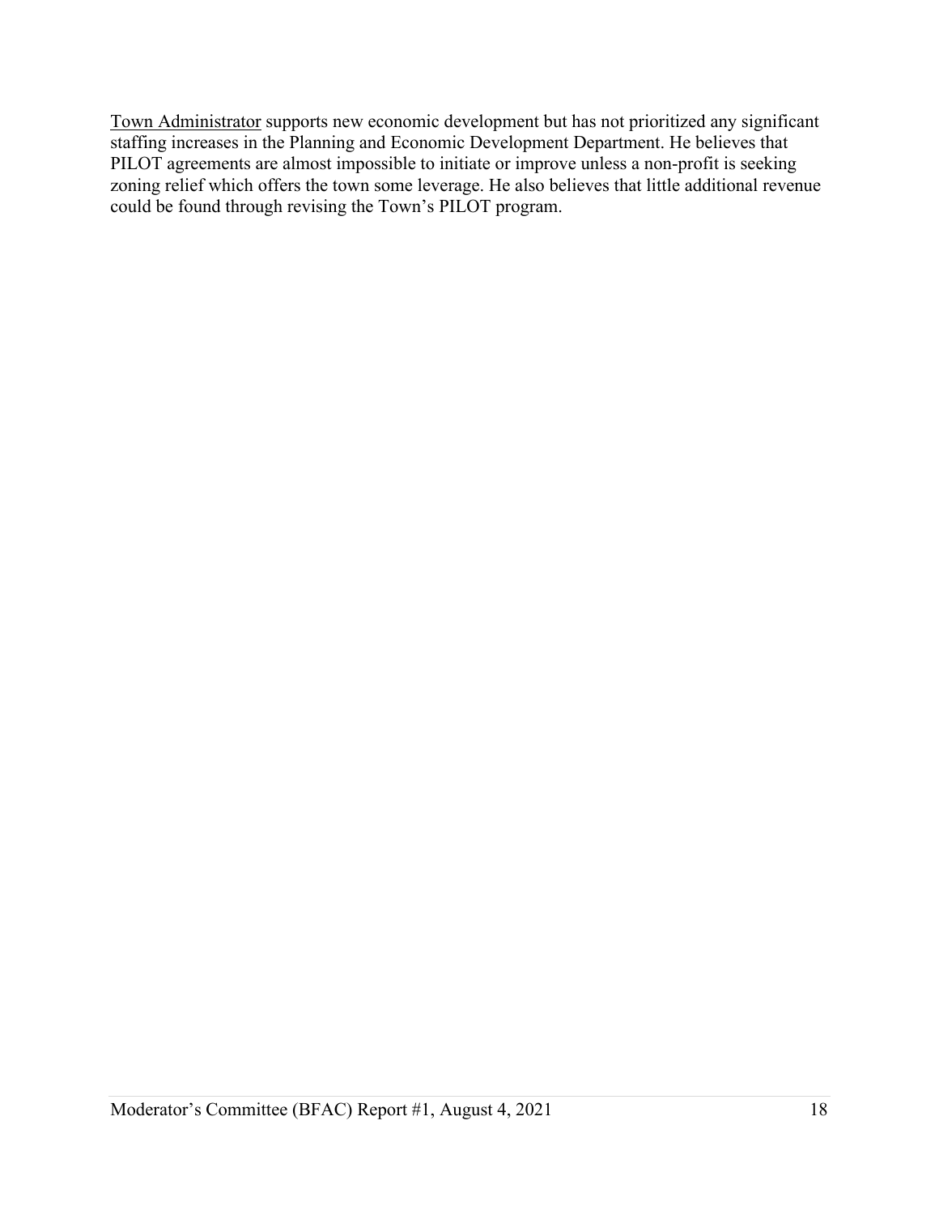<u>Town Administrator</u> supports new economic development but has not prioritized any significant staffing increases in the Planning and Economic Development Department. He believes that PILOT agreements are almost impossible to initiate or improve unless a non-profit is seeking zoning relief which offers the town some leverage. He also believes that little additional revenue could be found through revising the Town's PILOT program.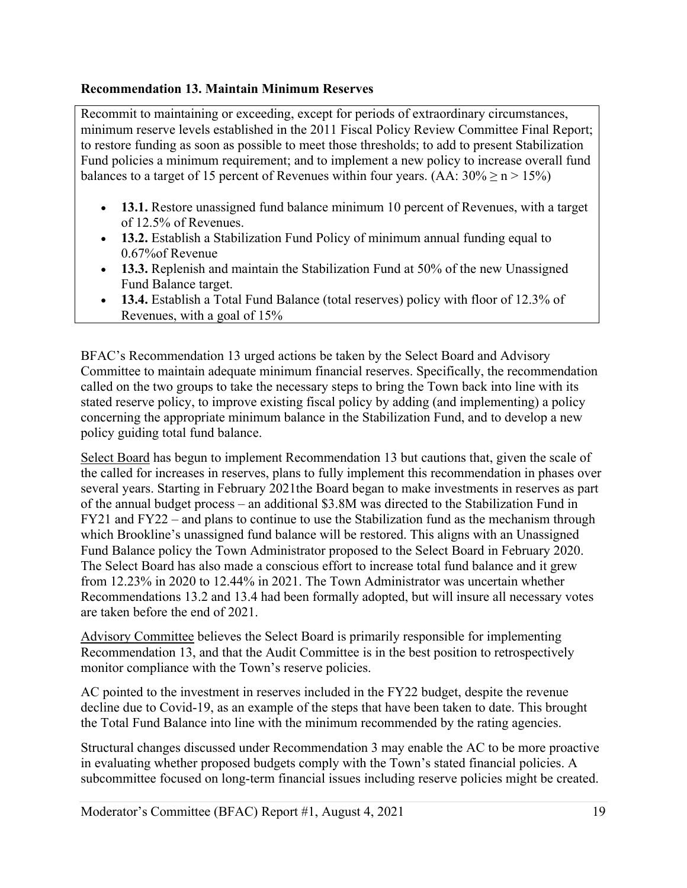**Recommendation 13. Maintain Minimum Reserves**

Recommit to maintaining or exceeding, except for periods of extraordinary circumstances, minimum reserve levels established in the 2011 Fiscal Policy Review Committee Final Report; to restore funding as soon as possible to meet those thresholds; to add to present Stabilization Fund policies a minimum requirement; and to implement a new policy to increase overall fund balances to a target of 15 percent of Revenues within four years. (AA: $30\% \geq n > 15\%$)

- **13.1.** Restore unassigned fund balance minimum 10 percent of Revenues, with a target of 12.5% of Revenues.
- **13.2.** Establish a Stabilization Fund Policy of minimum annual funding equal to 0.67%of Revenue
- **13.3.** Replenish and maintain the Stabilization Fund at 50% of the new Unassigned Fund Balance target.
- **13.4.** Establish a Total Fund Balance (total reserves) policy with floor of 12.3% of Revenues, with a goal of 15%

BFAC's Recommendation 13 urged actions be taken by the Select Board and Advisory Committee to maintain adequate minimum financial reserves. Specifically, the recommendation called on the two groups to take the necessary steps to bring the Town back into line with its stated reserve policy, to improve existing fiscal policy by adding (and implementing) a policy concerning the appropriate minimum balance in the Stabilization Fund, and to develop a new policy guiding total fund balance.

Select Board has begun to implement Recommendation 13 but cautions that, given the scale of the called for increases in reserves, plans to fully implement this recommendation in phases over several years. Starting in February 2021the Board began to make investments in reserves as part of the annual budget process – an additional $3.8M was directed to the Stabilization Fund in FY21 and FY22 – and plans to continue to use the Stabilization fund as the mechanism through which Brookline's unassigned fund balance will be restored. This aligns with an Unassigned Fund Balance policy the Town Administrator proposed to the Select Board in February 2020. The Select Board has also made a conscious effort to increase total fund balance and it grew from 12.23% in 2020 to 12.44% in 2021. The Town Administrator was uncertain whether Recommendations 13.2 and 13.4 had been formally adopted, but will insure all necessary votes are taken before the end of 2021.

Advisory Committee believes the Select Board is primarily responsible for implementing Recommendation 13, and that the Audit Committee is in the best position to retrospectively monitor compliance with the Town's reserve policies.

AC pointed to the investment in reserves included in the FY22 budget, despite the revenue decline due to Covid-19, as an example of the steps that have been taken to date. This brought the Total Fund Balance into line with the minimum recommended by the rating agencies.

Structural changes discussed under Recommendation 3 may enable the AC to be more proactive in evaluating whether proposed budgets comply with the Town's stated financial policies. A subcommittee focused on long-term financial issues including reserve policies might be created.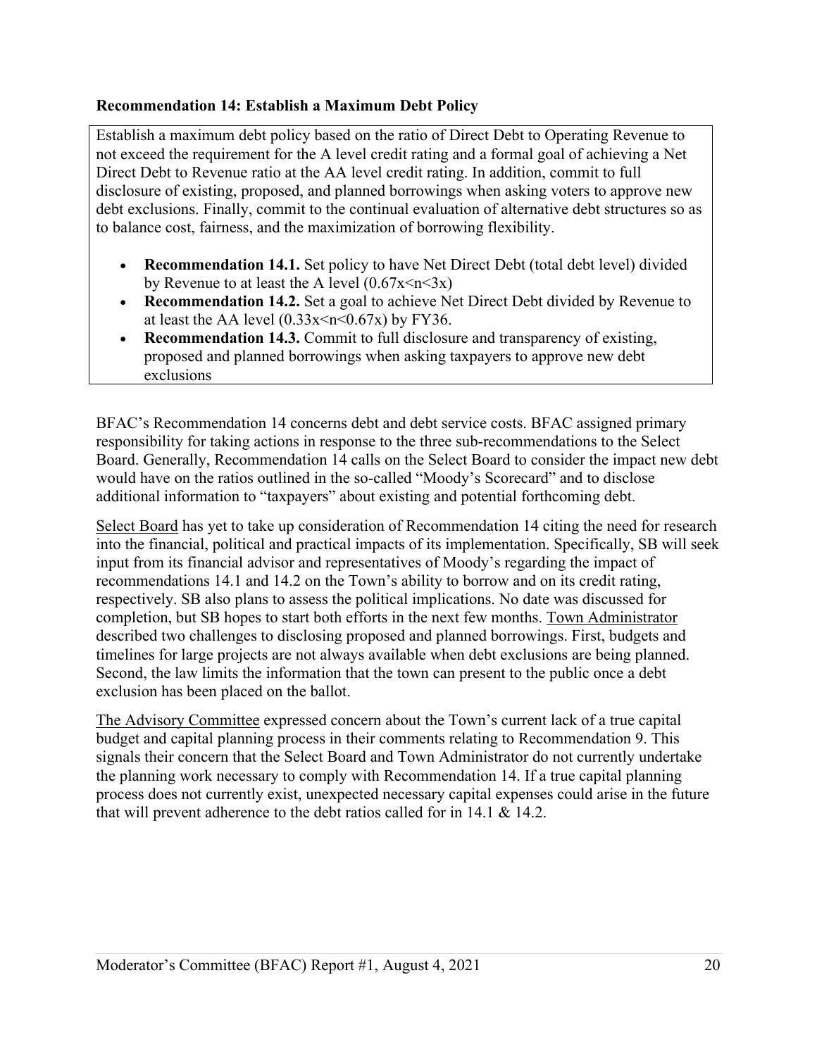**Recommendation 14: Establish a Maximum Debt Policy**

Establish a maximum debt policy based on the ratio of Direct Debt to Operating Revenue to not exceed the requirement for the A level credit rating and a formal goal of achieving a Net Direct Debt to Revenue ratio at the AA level credit rating. In addition, commit to full disclosure of existing, proposed, and planned borrowings when asking voters to approve new debt exclusions. Finally, commit to the continual evaluation of alternative debt structures so as to balance cost, fairness, and the maximization of borrowing flexibility.

- **Recommendation 14.1.** Set policy to have Net Direct Debt (total debt level) divided by Revenue to at least the A level ($0.67x<n<3x$)
- **Recommendation 14.2.** Set a goal to achieve Net Direct Debt divided by Revenue to at least the AA level ($0.33x<n<0.67x$) by FY36.
- **Recommendation 14.3.** Commit to full disclosure and transparency of existing, proposed and planned borrowings when asking taxpayers to approve new debt exclusions

BFAC's Recommendation 14 concerns debt and debt service costs. BFAC assigned primary responsibility for taking actions in response to the three sub-recommendations to the Select Board. Generally, Recommendation 14 calls on the Select Board to consider the impact new debt would have on the ratios outlined in the so-called "Moody's Scorecard" and to disclose additional information to "taxpayers" about existing and potential forthcoming debt.

Select Board has yet to take up consideration of Recommendation 14 citing the need for research into the financial, political and practical impacts of its implementation. Specifically, SB will seek input from its financial advisor and representatives of Moody's regarding the impact of recommendations 14.1 and 14.2 on the Town's ability to borrow and on its credit rating, respectively. SB also plans to assess the political implications. No date was discussed for completion, but SB hopes to start both efforts in the next few months. Town Administrator described two challenges to disclosing proposed and planned borrowings. First, budgets and timelines for large projects are not always available when debt exclusions are being planned. Second, the law limits the information that the town can present to the public once a debt exclusion has been placed on the ballot.

The Advisory Committee expressed concern about the Town's current lack of a true capital budget and capital planning process in their comments relating to Recommendation 9. This signals their concern that the Select Board and Town Administrator do not currently undertake the planning work necessary to comply with Recommendation 14. If a true capital planning process does not currently exist, unexpected necessary capital expenses could arise in the future that will prevent adherence to the debt ratios called for in 14.1 & 14.2.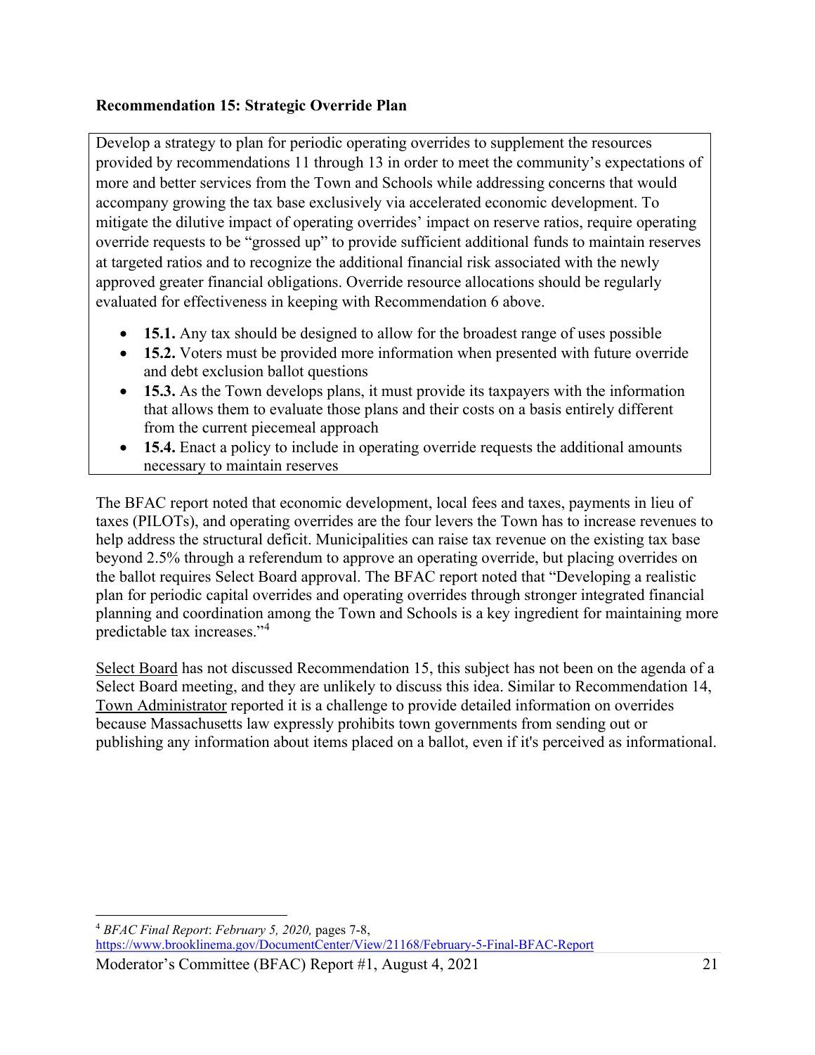**Recommendation 15: Strategic Override Plan**

Develop a strategy to plan for periodic operating overrides to supplement the resources provided by recommendations 11 through 13 in order to meet the community's expectations of more and better services from the Town and Schools while addressing concerns that would accompany growing the tax base exclusively via accelerated economic development. To mitigate the dilutive impact of operating overrides' impact on reserve ratios, require operating override requests to be "grossed up" to provide sufficient additional funds to maintain reserves at targeted ratios and to recognize the additional financial risk associated with the newly approved greater financial obligations. Override resource allocations should be regularly evaluated for effectiveness in keeping with Recommendation 6 above.

- **15.1.** Any tax should be designed to allow for the broadest range of uses possible
- **15.2.** Voters must be provided more information when presented with future override and debt exclusion ballot questions
- **15.3.** As the Town develops plans, it must provide its taxpayers with the information that allows them to evaluate those plans and their costs on a basis entirely different from the current piecemeal approach
- **15.4.** Enact a policy to include in operating override requests the additional amounts necessary to maintain reserves

The BFAC report noted that economic development, local fees and taxes, payments in lieu of taxes (PILOTs), and operating overrides are the four levers the Town has to increase revenues to help address the structural deficit. Municipalities can raise tax revenue on the existing tax base beyond 2.5% through a referendum to approve an operating override, but placing overrides on the ballot requires Select Board approval. The BFAC report noted that "Developing a realistic plan for periodic capital overrides and operating overrides through stronger integrated financial planning and coordination among the Town and Schools is a key ingredient for maintaining more predictable tax increases."[4]

Select Board has not discussed Recommendation 15, this subject has not been on the agenda of a Select Board meeting, and they are unlikely to discuss this idea. Similar to Recommendation 14, Town Administrator reported it is a challenge to provide detailed information on overrides because Massachusetts law expressly prohibits town governments from sending out or publishing any information about items placed on a ballot, even if it's perceived as informational.

[4] *BFAC Final Report*: *February 5, 2020,* pages 7-8, https://www.brooklinema.gov/DocumentCenter/View/21168/February-5-Final-BFAC-Report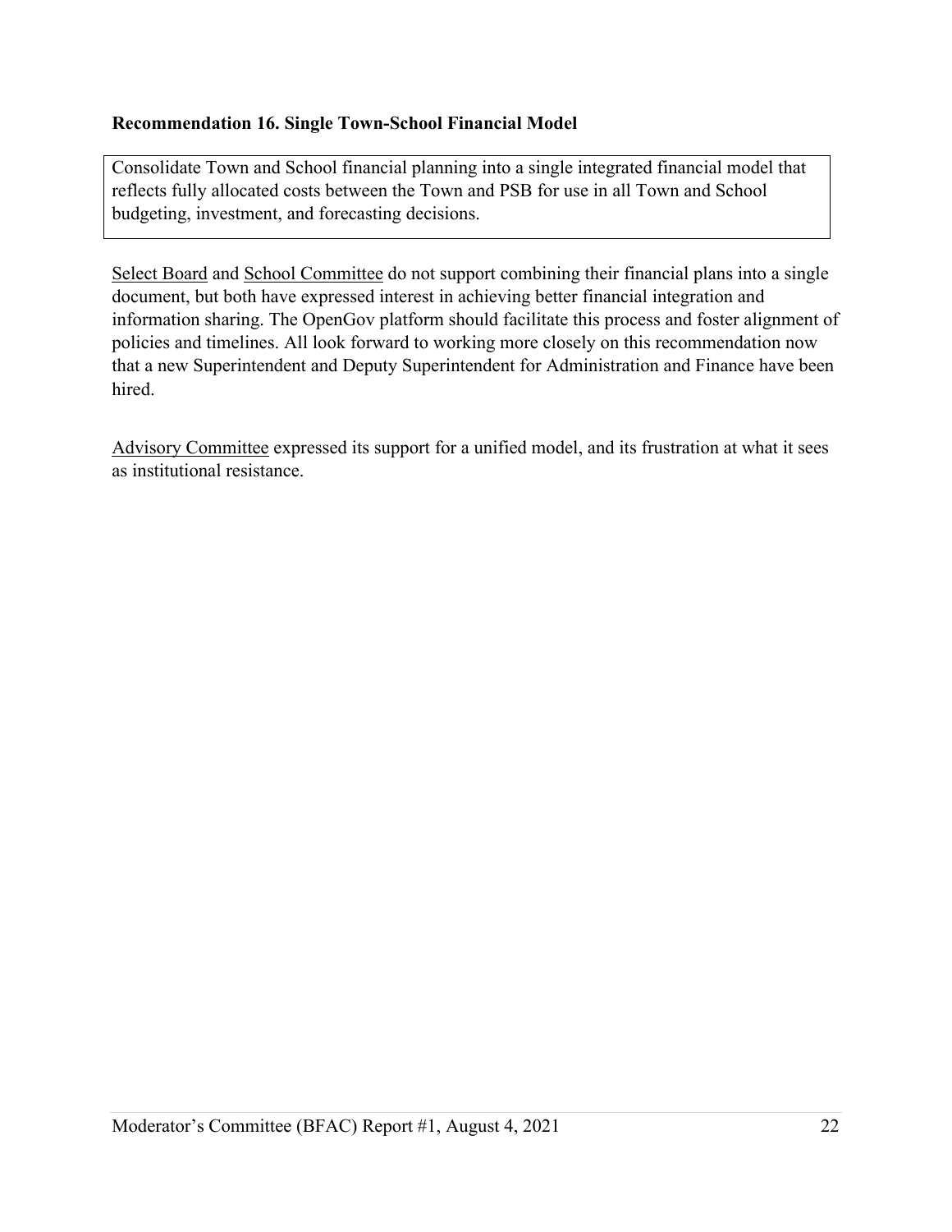**Recommendation 16. Single Town-School Financial Model**

Consolidate Town and School financial planning into a single integrated financial model that reflects fully allocated costs between the Town and PSB for use in all Town and School budgeting, investment, and forecasting decisions.

Select Board and School Committee do not support combining their financial plans into a single document, but both have expressed interest in achieving better financial integration and information sharing. The OpenGov platform should facilitate this process and foster alignment of policies and timelines. All look forward to working more closely on this recommendation now that a new Superintendent and Deputy Superintendent for Administration and Finance have been hired.

Advisory Committee expressed its support for a unified model, and its frustration at what it sees as institutional resistance.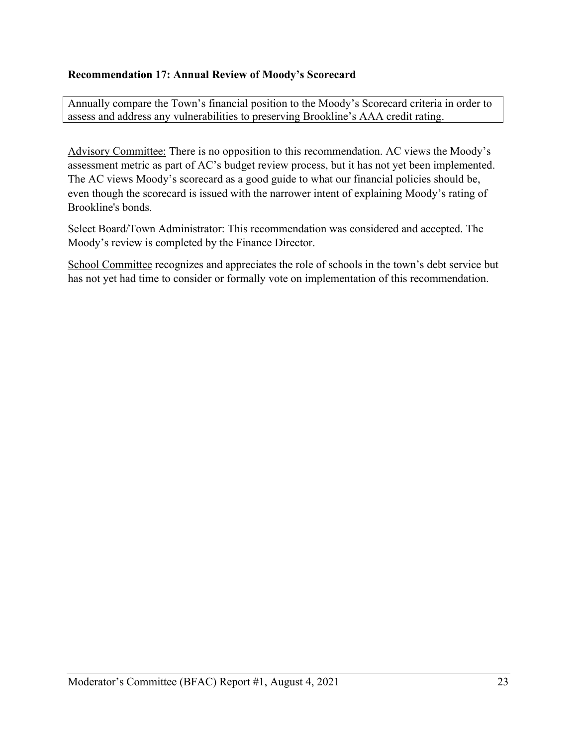**Recommendation 17: Annual Review of Moody's Scorecard**

> Annually compare the Town's financial position to the Moody's Scorecard criteria in order to assess and address any vulnerabilities to preserving Brookline's AAA credit rating.

<u>Advisory Committee:</u> There is no opposition to this recommendation. AC views the Moody's assessment metric as part of AC's budget review process, but it has not yet been implemented. The AC views Moody's scorecard as a good guide to what our financial policies should be, even though the scorecard is issued with the narrower intent of explaining Moody's rating of Brookline's bonds.

<u>Select Board/Town Administrator:</u> This recommendation was considered and accepted. The Moody's review is completed by the Finance Director.

<u>School Committee</u> recognizes and appreciates the role of schools in the town's debt service but has not yet had time to consider or formally vote on implementation of this recommendation.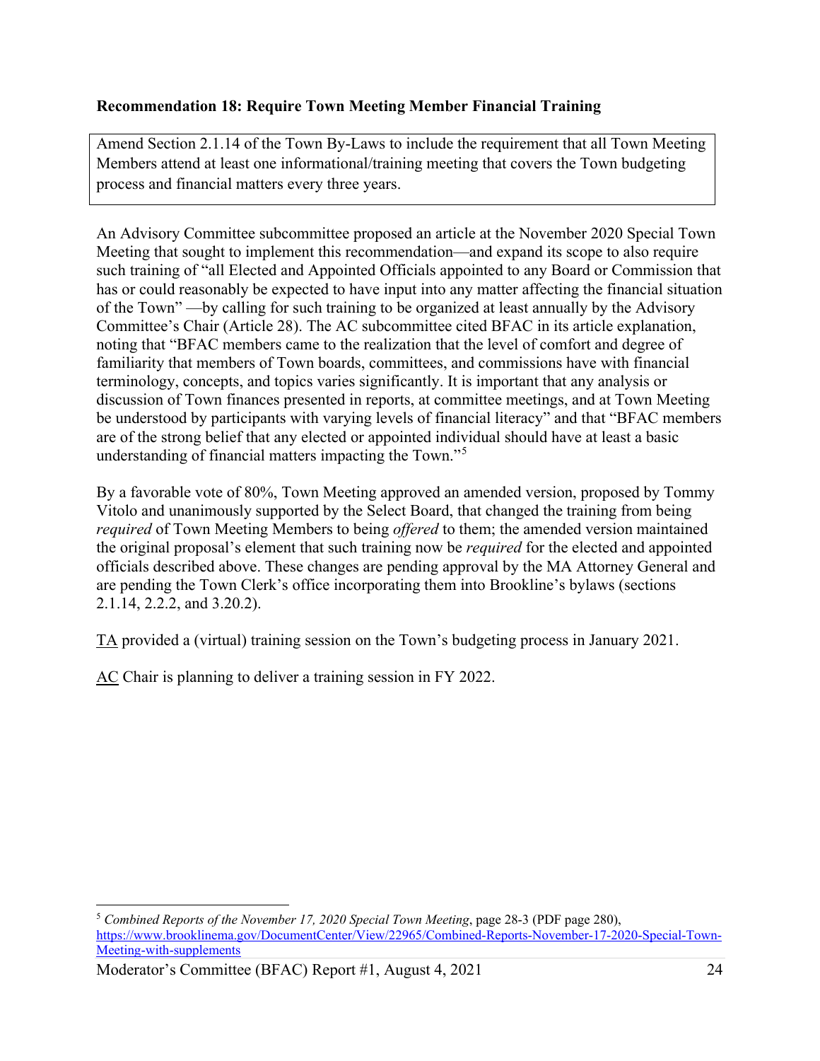**Recommendation 18: Require Town Meeting Member Financial Training**

> Amend Section 2.1.14 of the Town By-Laws to include the requirement that all Town Meeting Members attend at least one informational/training meeting that covers the Town budgeting process and financial matters every three years.

An Advisory Committee subcommittee proposed an article at the November 2020 Special Town Meeting that sought to implement this recommendation—and expand its scope to also require such training of "all Elected and Appointed Officials appointed to any Board or Commission that has or could reasonably be expected to have input into any matter affecting the financial situation of the Town" —by calling for such training to be organized at least annually by the Advisory Committee's Chair (Article 28). The AC subcommittee cited BFAC in its article explanation, noting that "BFAC members came to the realization that the level of comfort and degree of familiarity that members of Town boards, committees, and commissions have with financial terminology, concepts, and topics varies significantly. It is important that any analysis or discussion of Town finances presented in reports, at committee meetings, and at Town Meeting be understood by participants with varying levels of financial literacy" and that "BFAC members are of the strong belief that any elected or appointed individual should have at least a basic understanding of financial matters impacting the Town."[5]

By a favorable vote of 80%, Town Meeting approved an amended version, proposed by Tommy Vitolo and unanimously supported by the Select Board, that changed the training from being *required* of Town Meeting Members to being *offered* to them; the amended version maintained the original proposal's element that such training now be *required* for the elected and appointed officials described above. These changes are pending approval by the MA Attorney General and are pending the Town Clerk's office incorporating them into Brookline's bylaws (sections 2.1.14, 2.2.2, and 3.20.2).

<u>TA</u> provided a (virtual) training session on the Town's budgeting process in January 2021.

<u>AC</u> Chair is planning to deliver a training session in FY 2022.

---

[5] *Combined Reports of the November 17, 2020 Special Town Meeting*, page 28-3 (PDF page 280), https://www.brooklinema.gov/DocumentCenter/View/22965/Combined-Reports-November-17-2020-Special-Town-Meeting-with-supplements